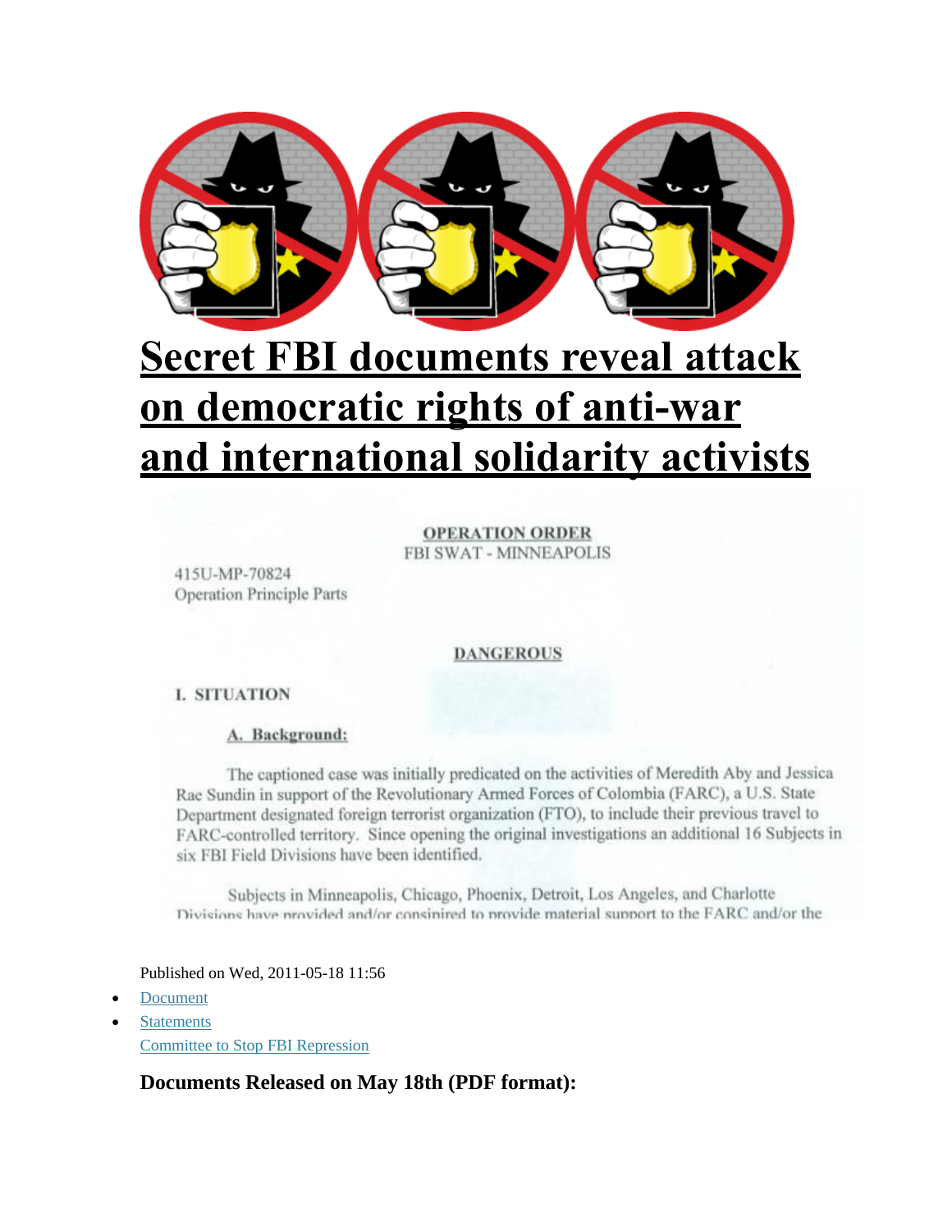# Secret FBI documents reveal attack on democratic rights of anti-war and international solidarity activists

OPERATION ORDER
FBI SWAT - MINNEAPOLIS

415U-MP-70824
Operation Principle Parts

DANGEROUS

I. SITUATION

A. Background:

The captioned case was initially predicated on the activities of Meredith Aby and Jessica Rae Sundin in support of the Revolutionary Armed Forces of Colombia (FARC), a U.S. State Department designated foreign terrorist organization (FTO), to include their previous travel to FARC-controlled territory. Since opening the original investigations an additional 16 Subjects in six FBI Field Divisions have been identified.

Subjects in Minneapolis, Chicago, Phoenix, Detroit, Los Angeles, and Charlotte Divisions have provided and/or conspired to provide material support to the FARC and/or the

Published on Wed, 2011-05-18 11:56

- Document
- Statements

Committee to Stop FBI Repression

**Documents Released on May 18th (PDF format):**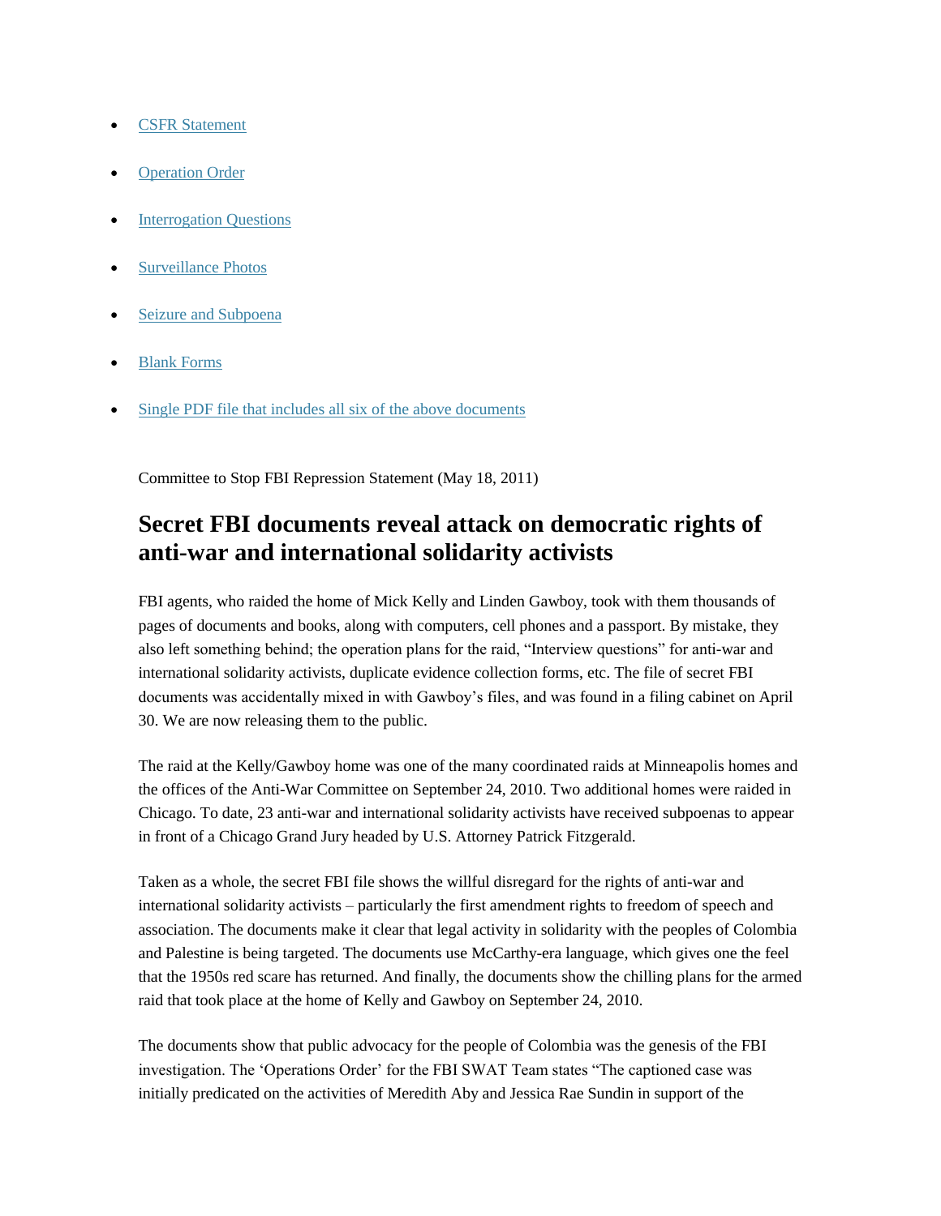- CSFR Statement
- Operation Order
- Interrogation Questions
- Surveillance Photos
- Seizure and Subpoena
- Blank Forms
- Single PDF file that includes all six of the above documents

Committee to Stop FBI Repression Statement (May 18, 2011)

## Secret FBI documents reveal attack on democratic rights of anti-war and international solidarity activists

FBI agents, who raided the home of Mick Kelly and Linden Gawboy, took with them thousands of pages of documents and books, along with computers, cell phones and a passport. By mistake, they also left something behind; the operation plans for the raid, "Interview questions" for anti-war and international solidarity activists, duplicate evidence collection forms, etc. The file of secret FBI documents was accidentally mixed in with Gawboy's files, and was found in a filing cabinet on April 30. We are now releasing them to the public.

The raid at the Kelly/Gawboy home was one of the many coordinated raids at Minneapolis homes and the offices of the Anti-War Committee on September 24, 2010. Two additional homes were raided in Chicago. To date, 23 anti-war and international solidarity activists have received subpoenas to appear in front of a Chicago Grand Jury headed by U.S. Attorney Patrick Fitzgerald.

Taken as a whole, the secret FBI file shows the willful disregard for the rights of anti-war and international solidarity activists – particularly the first amendment rights to freedom of speech and association. The documents make it clear that legal activity in solidarity with the peoples of Colombia and Palestine is being targeted. The documents use McCarthy-era language, which gives one the feel that the 1950s red scare has returned. And finally, the documents show the chilling plans for the armed raid that took place at the home of Kelly and Gawboy on September 24, 2010.

The documents show that public advocacy for the people of Colombia was the genesis of the FBI investigation. The 'Operations Order' for the FBI SWAT Team states "The captioned case was initially predicated on the activities of Meredith Aby and Jessica Rae Sundin in support of the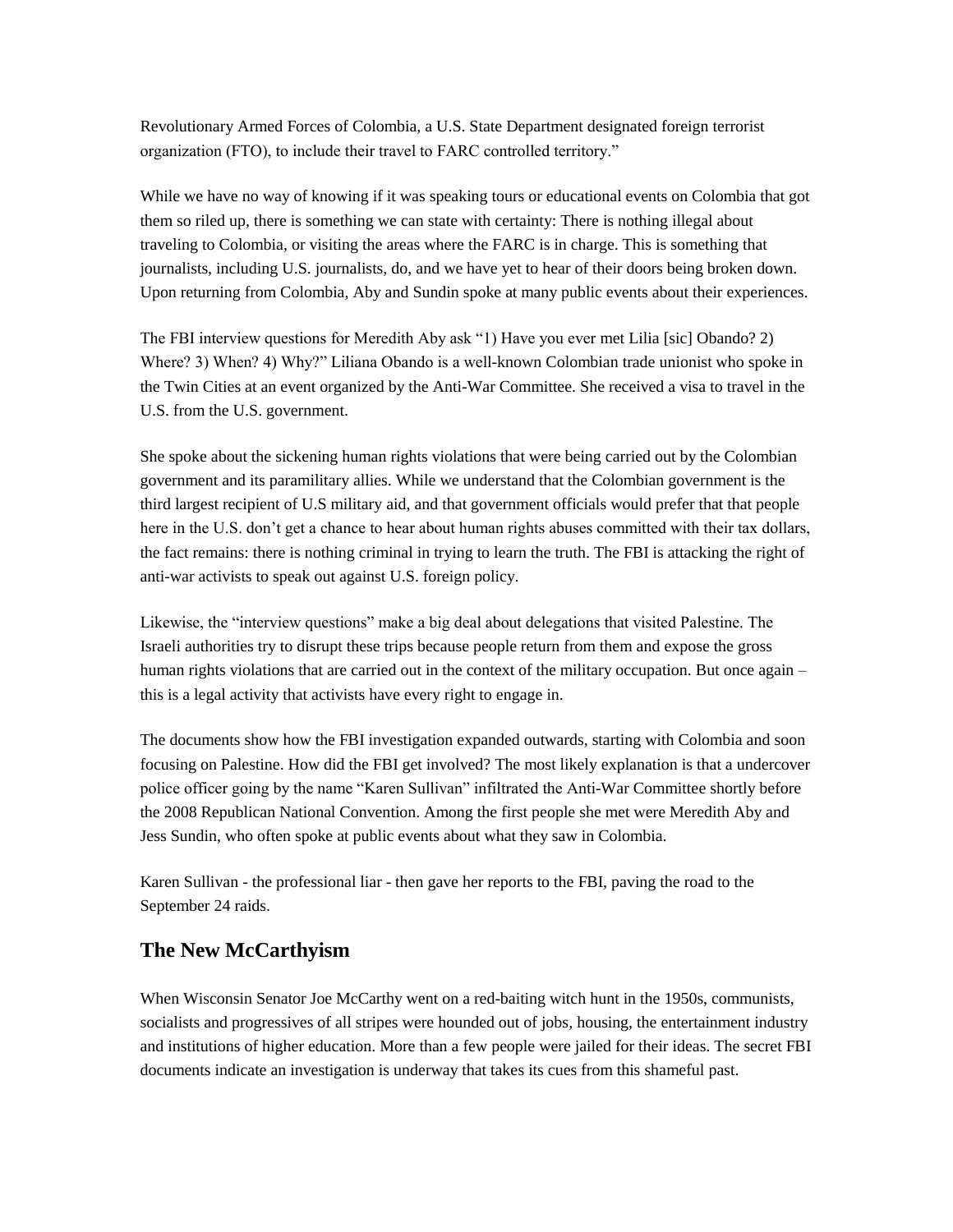Revolutionary Armed Forces of Colombia, a U.S. State Department designated foreign terrorist organization (FTO), to include their travel to FARC controlled territory."

While we have no way of knowing if it was speaking tours or educational events on Colombia that got them so riled up, there is something we can state with certainty: There is nothing illegal about traveling to Colombia, or visiting the areas where the FARC is in charge. This is something that journalists, including U.S. journalists, do, and we have yet to hear of their doors being broken down. Upon returning from Colombia, Aby and Sundin spoke at many public events about their experiences.

The FBI interview questions for Meredith Aby ask "1) Have you ever met Lilia [sic] Obando? 2) Where? 3) When? 4) Why?" Liliana Obando is a well-known Colombian trade unionist who spoke in the Twin Cities at an event organized by the Anti-War Committee. She received a visa to travel in the U.S. from the U.S. government.

She spoke about the sickening human rights violations that were being carried out by the Colombian government and its paramilitary allies. While we understand that the Colombian government is the third largest recipient of U.S military aid, and that government officials would prefer that that people here in the U.S. don't get a chance to hear about human rights abuses committed with their tax dollars, the fact remains: there is nothing criminal in trying to learn the truth. The FBI is attacking the right of anti-war activists to speak out against U.S. foreign policy.

Likewise, the "interview questions" make a big deal about delegations that visited Palestine. The Israeli authorities try to disrupt these trips because people return from them and expose the gross human rights violations that are carried out in the context of the military occupation. But once again – this is a legal activity that activists have every right to engage in.

The documents show how the FBI investigation expanded outwards, starting with Colombia and soon focusing on Palestine. How did the FBI get involved? The most likely explanation is that a undercover police officer going by the name "Karen Sullivan" infiltrated the Anti-War Committee shortly before the 2008 Republican National Convention. Among the first people she met were Meredith Aby and Jess Sundin, who often spoke at public events about what they saw in Colombia.

Karen Sullivan - the professional liar - then gave her reports to the FBI, paving the road to the September 24 raids.

## The New McCarthyism

When Wisconsin Senator Joe McCarthy went on a red-baiting witch hunt in the 1950s, communists, socialists and progressives of all stripes were hounded out of jobs, housing, the entertainment industry and institutions of higher education. More than a few people were jailed for their ideas. The secret FBI documents indicate an investigation is underway that takes its cues from this shameful past.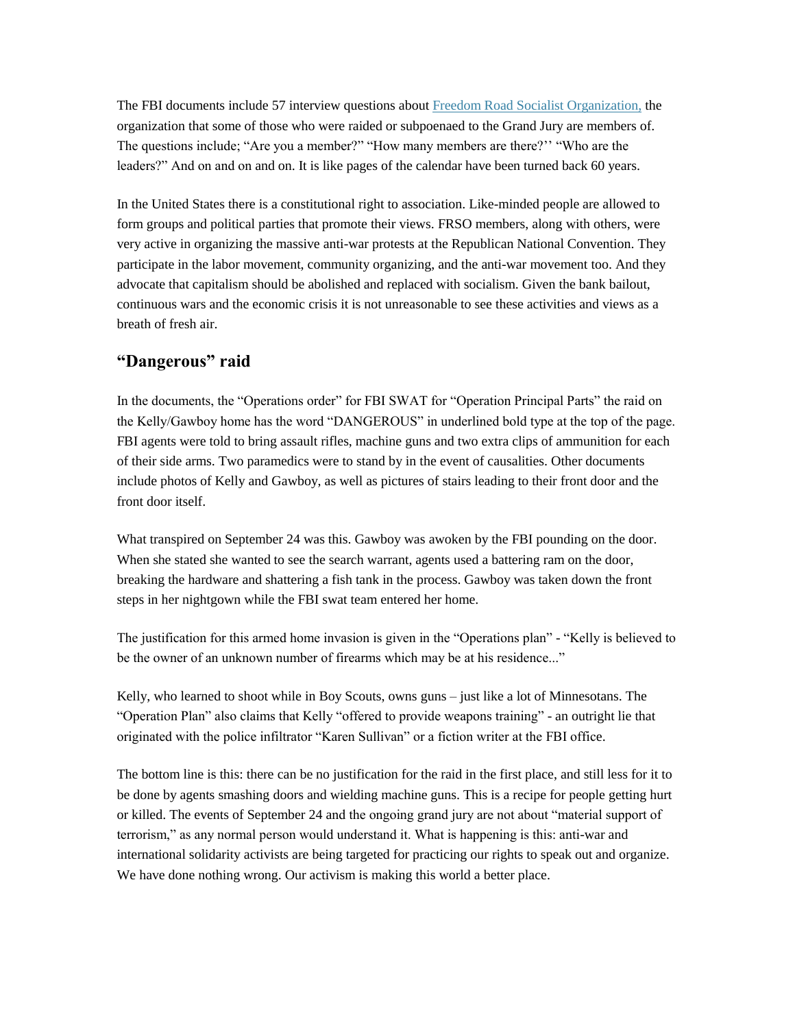The FBI documents include 57 interview questions about [Freedom Road Socialist Organization,](#) the organization that some of those who were raided or subpoenaed to the Grand Jury are members of. The questions include; "Are you a member?" "How many members are there?'' "Who are the leaders?" And on and on and on. It is like pages of the calendar have been turned back 60 years.

In the United States there is a constitutional right to association. Like-minded people are allowed to form groups and political parties that promote their views. FRSO members, along with others, were very active in organizing the massive anti-war protests at the Republican National Convention. They participate in the labor movement, community organizing, and the anti-war movement too. And they advocate that capitalism should be abolished and replaced with socialism. Given the bank bailout, continuous wars and the economic crisis it is not unreasonable to see these activities and views as a breath of fresh air.

## "Dangerous" raid

In the documents, the "Operations order" for FBI SWAT for "Operation Principal Parts" the raid on the Kelly/Gawboy home has the word "DANGEROUS" in underlined bold type at the top of the page. FBI agents were told to bring assault rifles, machine guns and two extra clips of ammunition for each of their side arms. Two paramedics were to stand by in the event of causalities. Other documents include photos of Kelly and Gawboy, as well as pictures of stairs leading to their front door and the front door itself.

What transpired on September 24 was this. Gawboy was awoken by the FBI pounding on the door. When she stated she wanted to see the search warrant, agents used a battering ram on the door, breaking the hardware and shattering a fish tank in the process. Gawboy was taken down the front steps in her nightgown while the FBI swat team entered her home.

The justification for this armed home invasion is given in the "Operations plan" - "Kelly is believed to be the owner of an unknown number of firearms which may be at his residence..."

Kelly, who learned to shoot while in Boy Scouts, owns guns – just like a lot of Minnesotans. The "Operation Plan" also claims that Kelly "offered to provide weapons training" - an outright lie that originated with the police infiltrator "Karen Sullivan" or a fiction writer at the FBI office.

The bottom line is this: there can be no justification for the raid in the first place, and still less for it to be done by agents smashing doors and wielding machine guns. This is a recipe for people getting hurt or killed. The events of September 24 and the ongoing grand jury are not about "material support of terrorism," as any normal person would understand it. What is happening is this: anti-war and international solidarity activists are being targeted for practicing our rights to speak out and organize. We have done nothing wrong. Our activism is making this world a better place.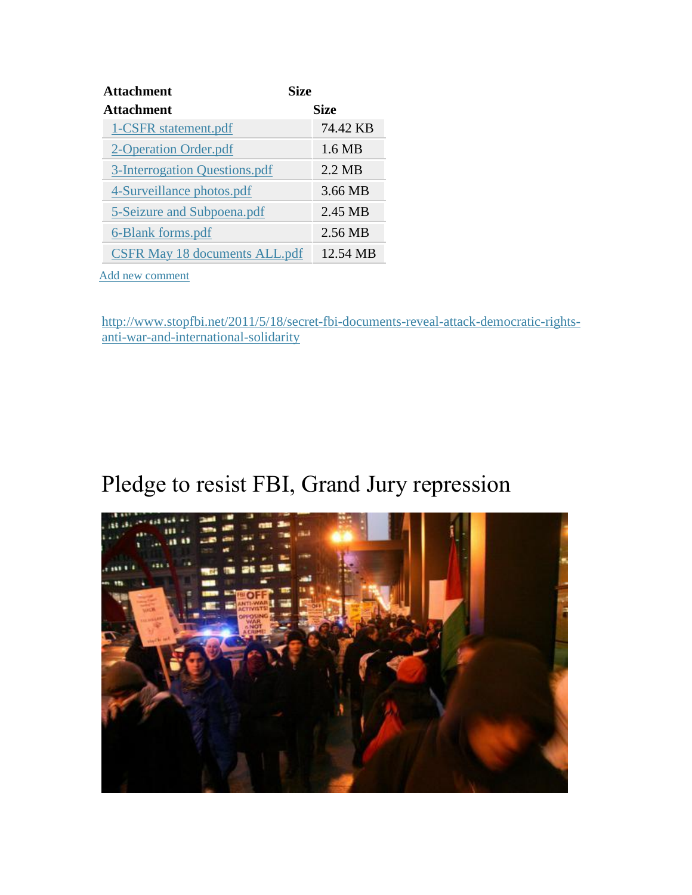| Attachment | Size |
|---|---|
| 1-CSFR statement.pdf | 74.42 KB |
| 2-Operation Order.pdf | 1.6 MB |
| 3-Interrogation Questions.pdf | 2.2 MB |
| 4-Surveillance photos.pdf | 3.66 MB |
| 5-Seizure and Subpoena.pdf | 2.45 MB |
| 6-Blank forms.pdf | 2.56 MB |
| CSFR May 18 documents ALL.pdf | 12.54 MB |

Add new comment

http://www.stopfbi.net/2011/5/18/secret-fbi-documents-reveal-attack-democratic-rights-anti-war-and-international-solidarity

# Pledge to resist FBI, Grand Jury repression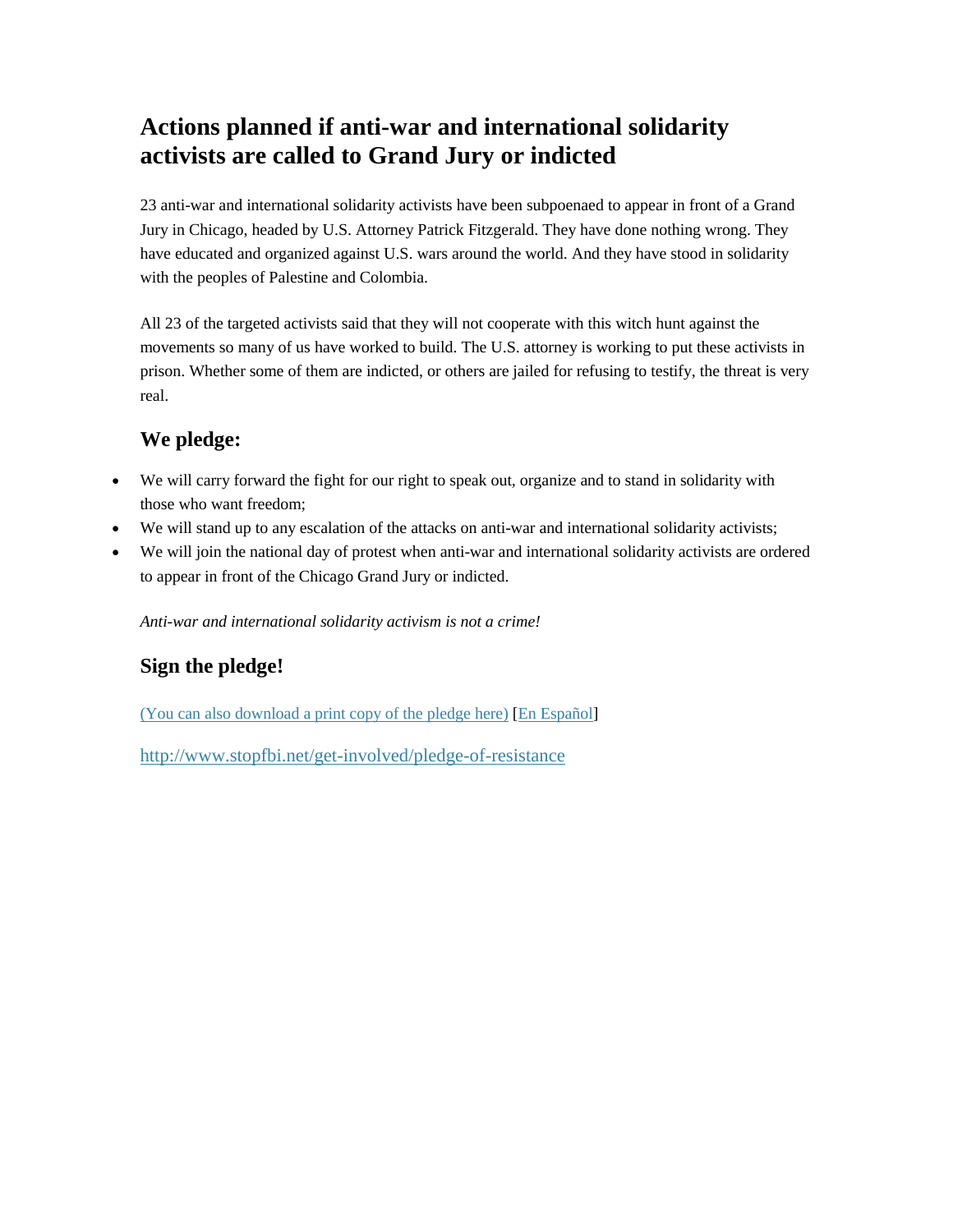# Actions planned if anti-war and international solidarity activists are called to Grand Jury or indicted

23 anti-war and international solidarity activists have been subpoenaed to appear in front of a Grand Jury in Chicago, headed by U.S. Attorney Patrick Fitzgerald. They have done nothing wrong. They have educated and organized against U.S. wars around the world. And they have stood in solidarity with the peoples of Palestine and Colombia.

All 23 of the targeted activists said that they will not cooperate with this witch hunt against the movements so many of us have worked to build. The U.S. attorney is working to put these activists in prison. Whether some of them are indicted, or others are jailed for refusing to testify, the threat is very real.

## We pledge:

- We will carry forward the fight for our right to speak out, organize and to stand in solidarity with those who want freedom;
- We will stand up to any escalation of the attacks on anti-war and international solidarity activists;
- We will join the national day of protest when anti-war and international solidarity activists are ordered to appear in front of the Chicago Grand Jury or indicted.

*Anti-war and international solidarity activism is not a crime!*

## Sign the pledge!

(You can also download a print copy of the pledge here) [En Español]

http://www.stopfbi.net/get-involved/pledge-of-resistance